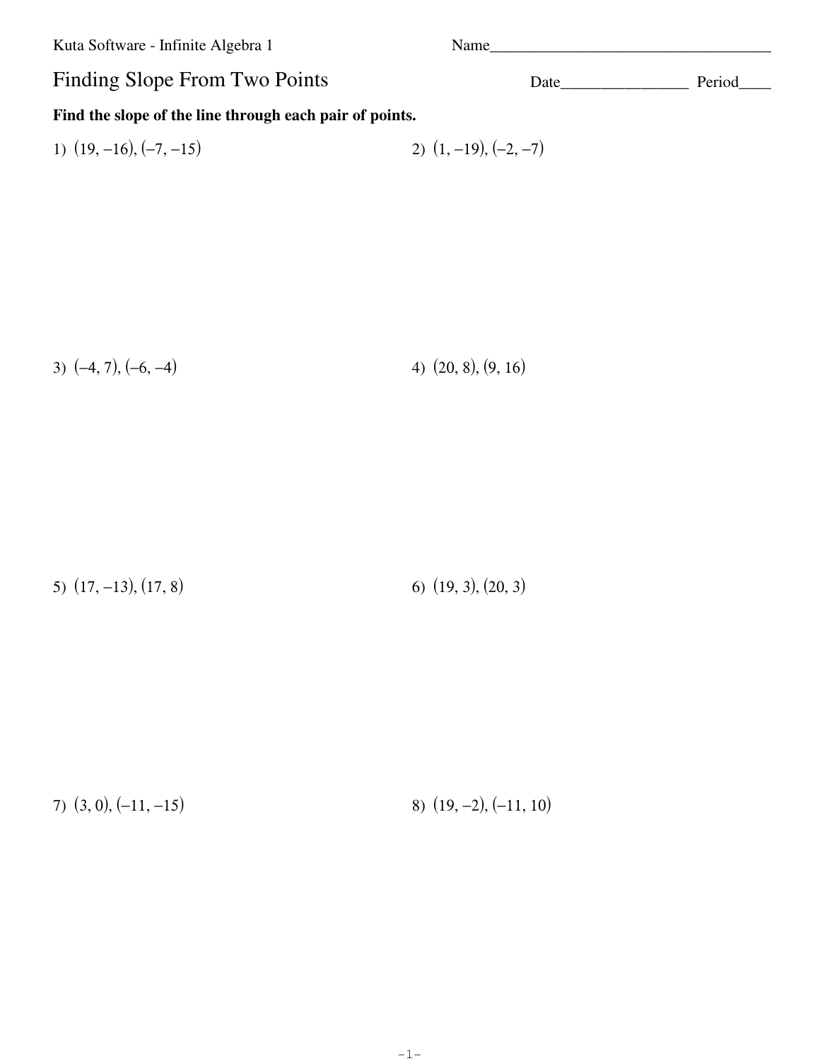Kuta Software - Infinite Algebra 1

Name\_\_\_\_\_\_\_\_\_\_\_\_\_\_\_\_\_\_\_\_\_\_\_\_\_\_\_\_\_\_\_\_\_\_\_\_

# Finding Slope From Two Points

Date\_\_\_\_\_\_\_\_\_\_\_\_\_\_\_\_ Period\_\_\_\_

**Find the slope of the line through each pair of points.**

1) $(19, -16), (-7, -15)$

2) $(1, -19), (-2, -7)$

3) $(-4, 7), (-6, -4)$

4) $(20, 8), (9, 16)$

5) $(17, -13), (17, 8)$

6) $(19, 3), (20, 3)$

7) $(3, 0), (-11, -15)$

8) $(19, -2), (-11, 10)$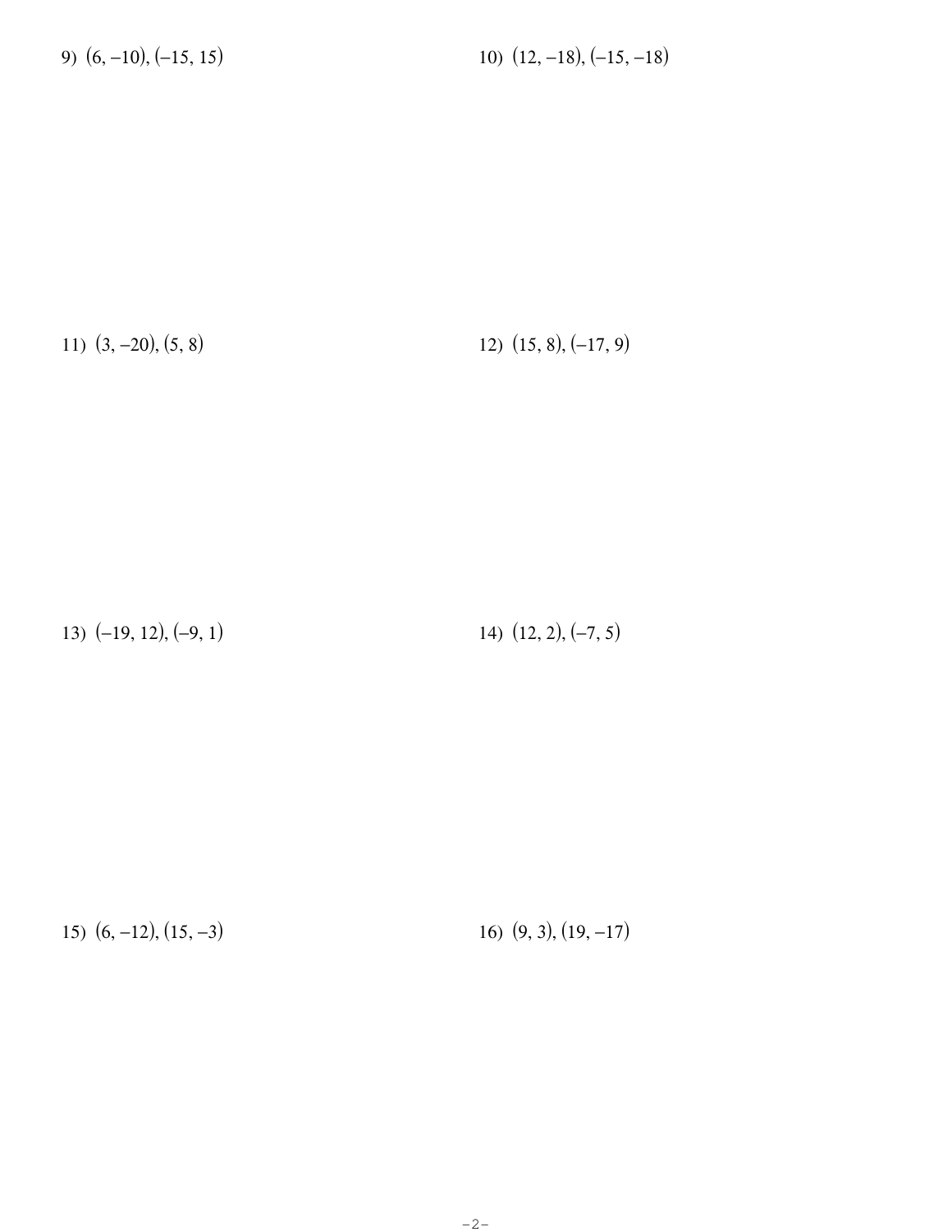9) $(6, -10), (-15, 15)$

10) $(12, -18), (-15, -18)$

11) $(3, -20), (5, 8)$

12) $(15, 8), (-17, 9)$

13) $(-19, 12), (-9, 1)$

14) $(12, 2), (-7, 5)$

15) $(6, -12), (15, -3)$

16) $(9, 3), (19, -17)$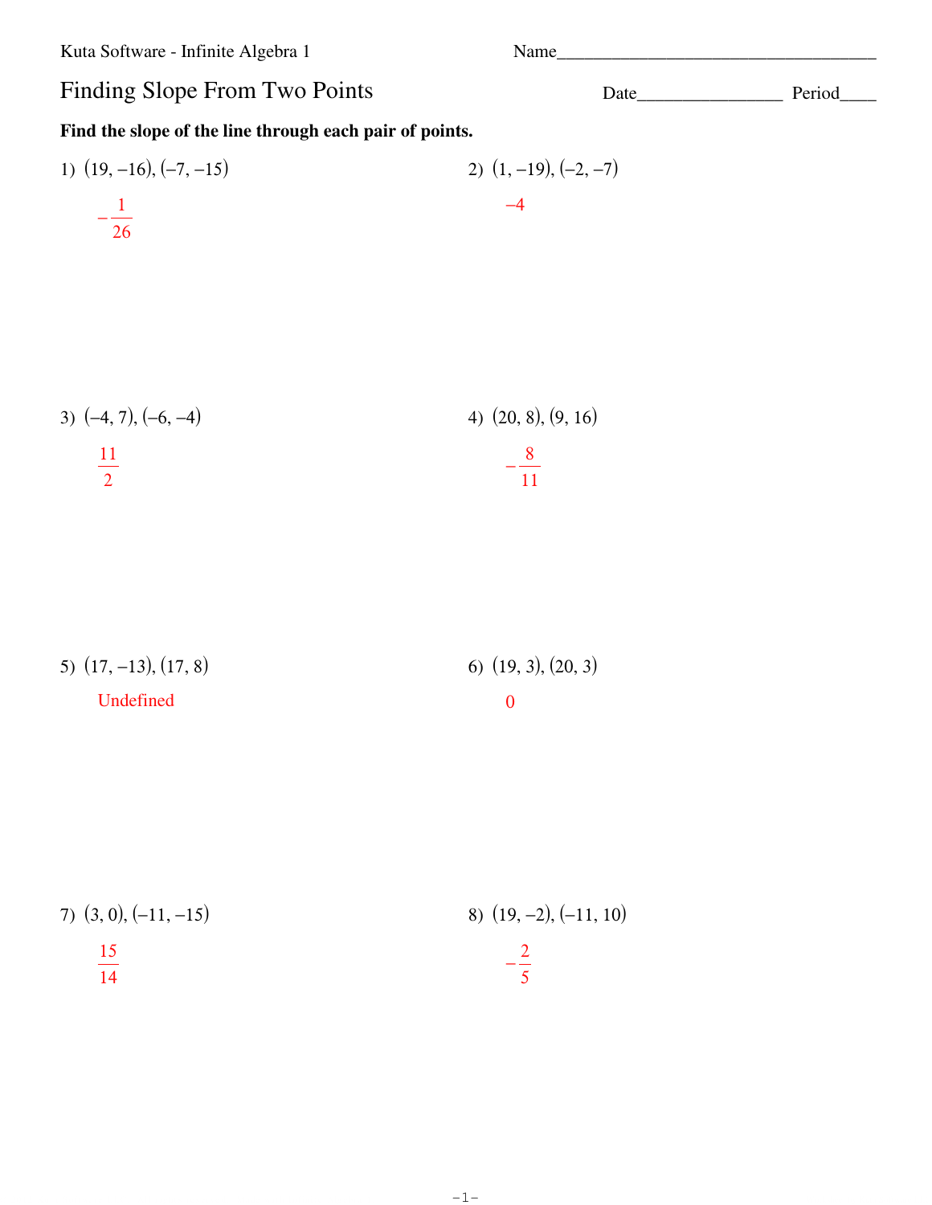Kuta Software - Infinite Algebra 1

Name___________________________________

# Finding Slope From Two Points

Date________________ Period____

**Find the slope of the line through each pair of points.**

1) $(19, -16), (-7, -15)$

$-\frac{1}{26}$

2) $(1, -19), (-2, -7)$

$-4$

3) $(-4, 7), (-6, -4)$

$\frac{11}{2}$

4) $(20, 8), (9, 16)$

$-\frac{8}{11}$

5) $(17, -13), (17, 8)$

Undefined

6) $(19, 3), (20, 3)$

$0$

7) $(3, 0), (-11, -15)$

$\frac{15}{14}$

8) $(19, -2), (-11, 10)$

$-\frac{2}{5}$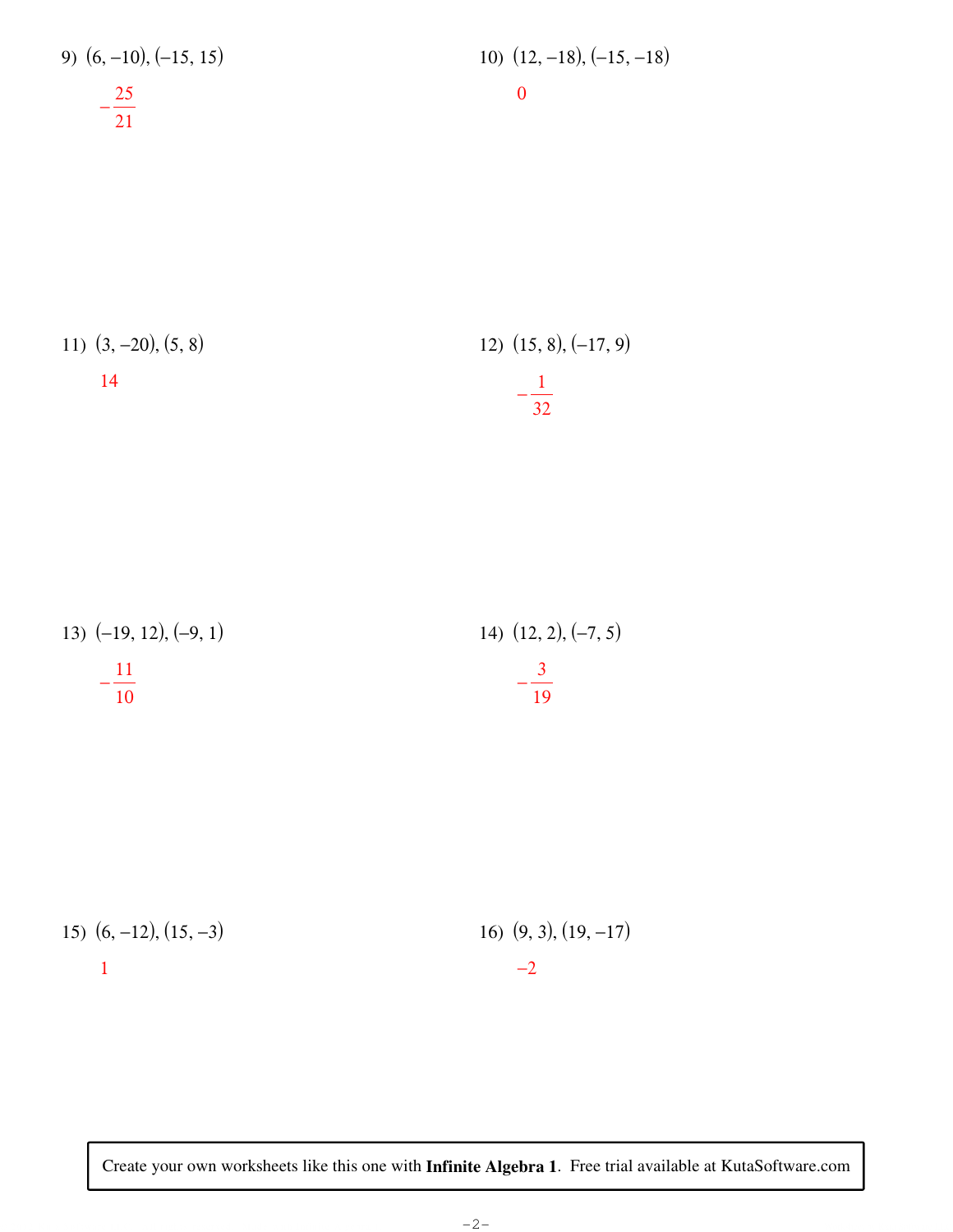9) $(6, -10), (-15, 15)$

$-\frac{25}{21}$

10) $(12, -18), (-15, -18)$

$0$

11) $(3, -20), (5, 8)$

$14$

12) $(15, 8), (-17, 9)$

$-\frac{1}{32}$

13) $(-19, 12), (-9, 1)$

$-\frac{11}{10}$

14) $(12, 2), (-7, 5)$

$-\frac{3}{19}$

15) $(6, -12), (15, -3)$

$1$

16) $(9, 3), (19, -17)$

$-2$

Create your own worksheets like this one with **Infinite Algebra 1**. Free trial available at KutaSoftware.com